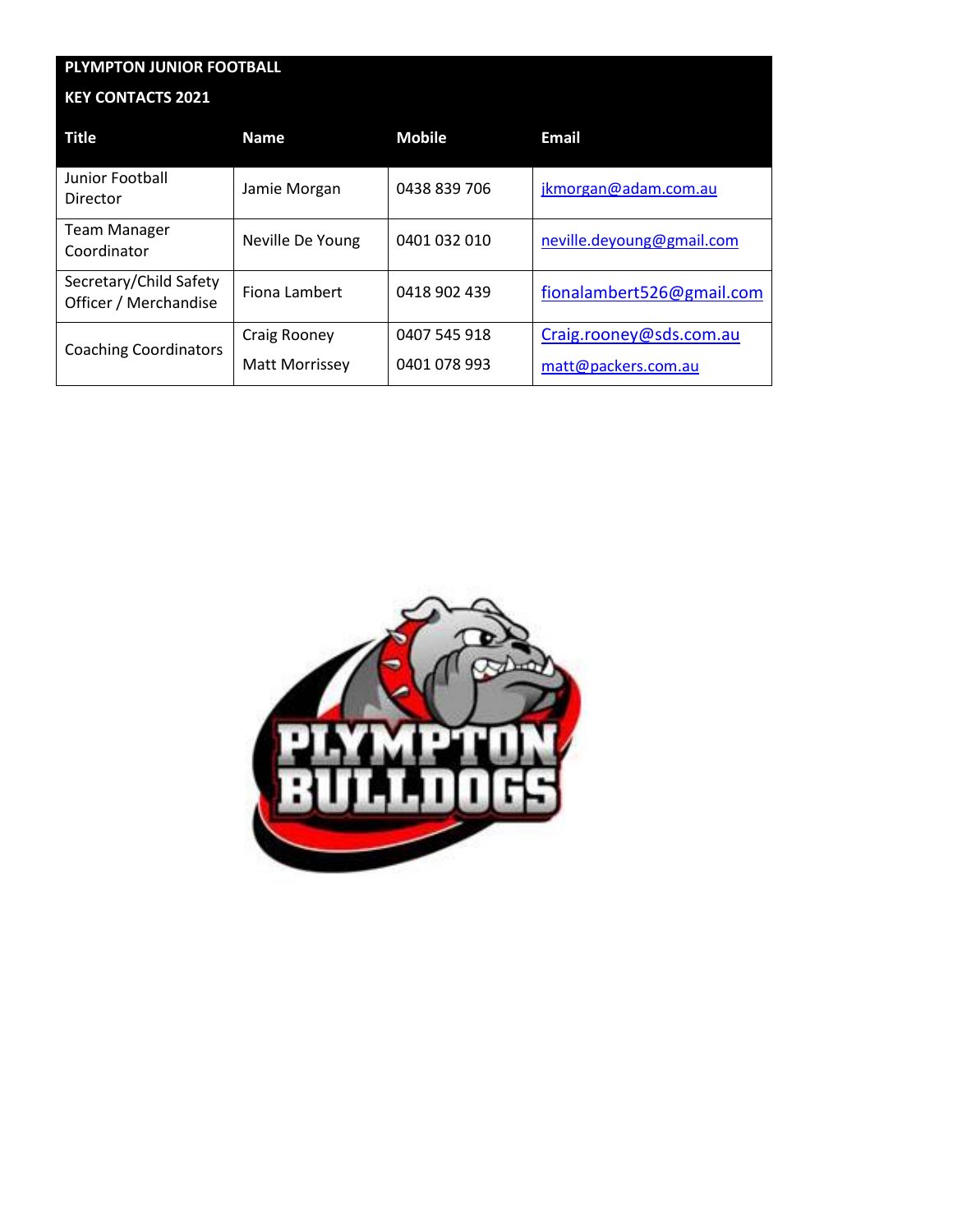**PLYMPTON JUNIOR FOOTBALL**

**KEY CONTACTS 2021**

| Title | Name | Mobile | Email |
|---|---|---|---|
| Junior Football Director | Jamie Morgan | 0438 839 706 | jkmorgan@adam.com.au |
| Team Manager Coordinator | Neville De Young | 0401 032 010 | neville.deyoung@gmail.com |
| Secretary/Child Safety Officer / Merchandise | Fiona Lambert | 0418 902 439 | fionalambert526@gmail.com |
| Coaching Coordinators | Craig Rooney<br>Matt Morrissey | 0407 545 918<br>0401 078 993 | Craig.rooney@sds.com.au<br>matt@packers.com.au |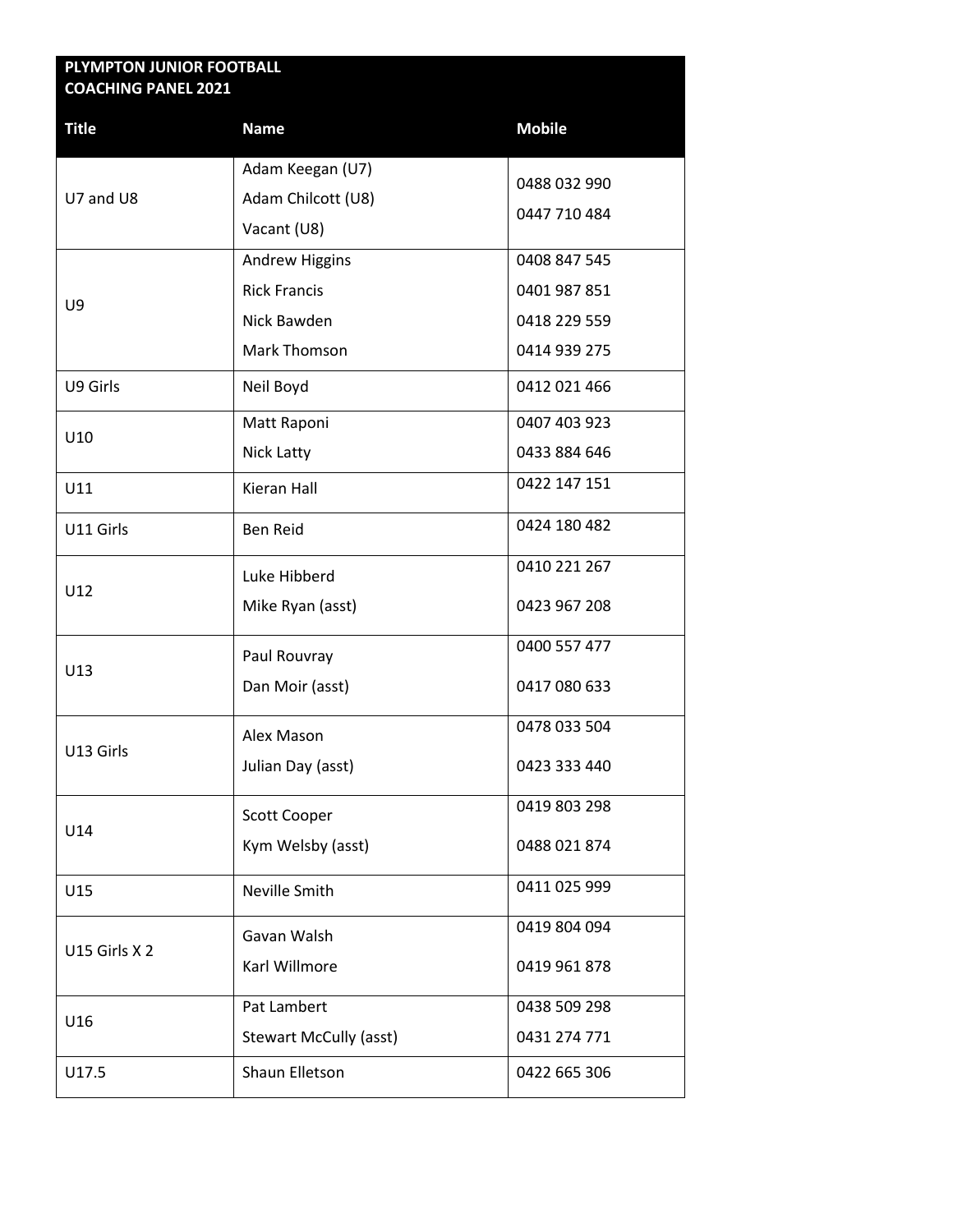| PLYMPTON JUNIOR FOOTBALL<br>COACHING PANEL 2021 | | |
|---|---|---|
| **Title** | **Name** | **Mobile** |
| U7 and U8 | Adam Keegan (U7)<br>Adam Chilcott (U8)<br>Vacant (U8) | 0488 032 990<br>0447 710 484 |
| U9 | Andrew Higgins<br>Rick Francis<br>Nick Bawden<br>Mark Thomson | 0408 847 545<br>0401 987 851<br>0418 229 559<br>0414 939 275 |
| U9 Girls | Neil Boyd | 0412 021 466 |
| U10 | Matt Raponi<br>Nick Latty | 0407 403 923<br>0433 884 646 |
| U11 | Kieran Hall | 0422 147 151 |
| U11 Girls | Ben Reid | 0424 180 482 |
| U12 | Luke Hibberd<br>Mike Ryan (asst) | 0410 221 267<br>0423 967 208 |
| U13 | Paul Rouvray<br>Dan Moir (asst) | 0400 557 477<br>0417 080 633 |
| U13 Girls | Alex Mason<br>Julian Day (asst) | 0478 033 504<br>0423 333 440 |
| U14 | Scott Cooper<br>Kym Welsby (asst) | 0419 803 298<br>0488 021 874 |
| U15 | Neville Smith | 0411 025 999 |
| U15 Girls X 2 | Gavan Walsh<br>Karl Willmore | 0419 804 094<br>0419 961 878 |
| U16 | Pat Lambert<br>Stewart McCully (asst) | 0438 509 298<br>0431 274 771 |
| U17.5 | Shaun Elletson | 0422 665 306 |